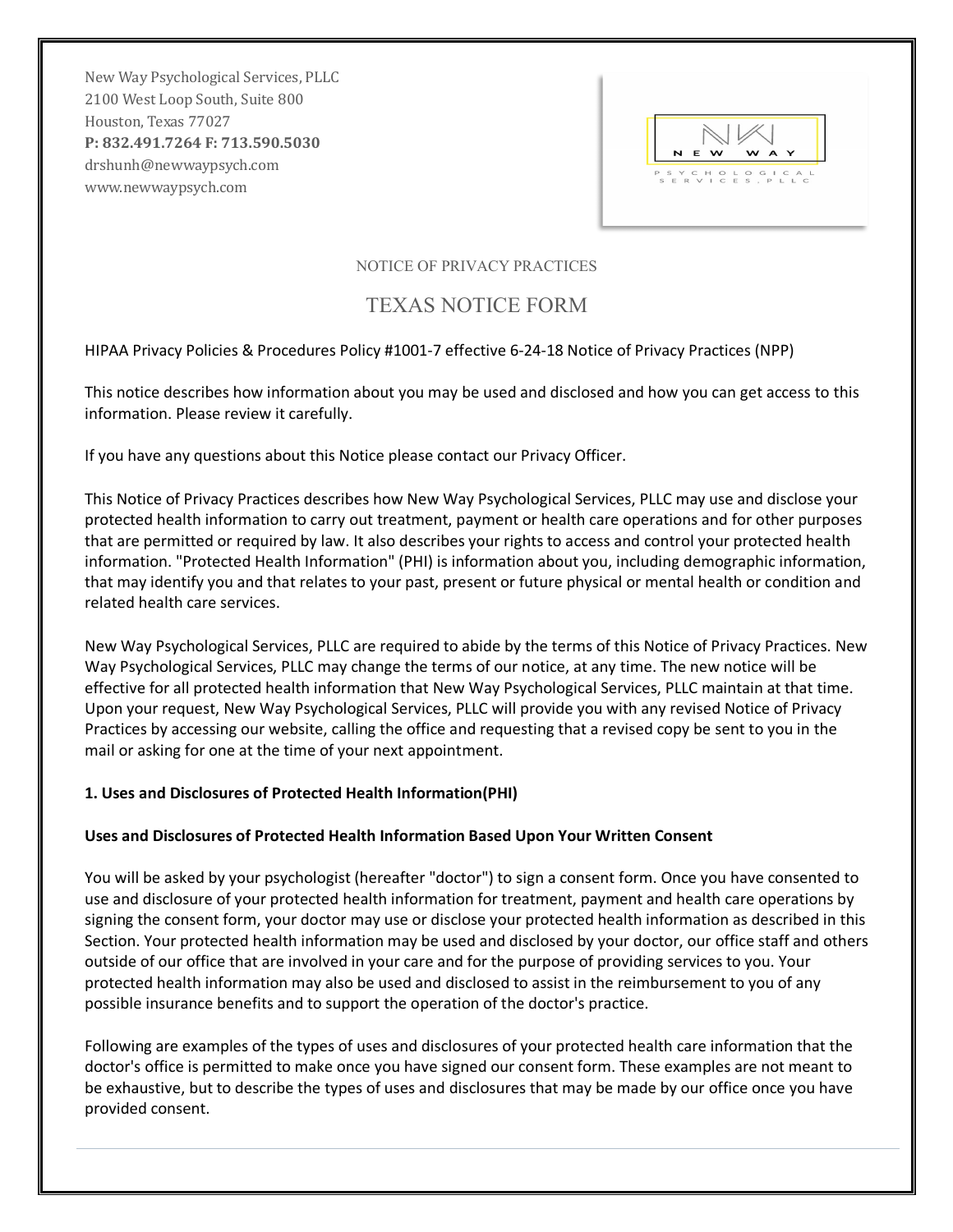New Way Psychological Services, PLLC
2100 West Loop South, Suite 800
Houston, Texas 77027
**P: 832.491.7264 F: 713.590.5030**
drshunh@newwaypsych.com
www.newwaypsych.com

NOTICE OF PRIVACY PRACTICES

## TEXAS NOTICE FORM

HIPAA Privacy Policies & Procedures Policy #1001-7 effective 6-24-18 Notice of Privacy Practices (NPP)

This notice describes how information about you may be used and disclosed and how you can get access to this information. Please review it carefully.

If you have any questions about this Notice please contact our Privacy Officer.

This Notice of Privacy Practices describes how New Way Psychological Services, PLLC may use and disclose your protected health information to carry out treatment, payment or health care operations and for other purposes that are permitted or required by law. It also describes your rights to access and control your protected health information. "Protected Health Information" (PHI) is information about you, including demographic information, that may identify you and that relates to your past, present or future physical or mental health or condition and related health care services.

New Way Psychological Services, PLLC are required to abide by the terms of this Notice of Privacy Practices. New Way Psychological Services, PLLC may change the terms of our notice, at any time. The new notice will be effective for all protected health information that New Way Psychological Services, PLLC maintain at that time. Upon your request, New Way Psychological Services, PLLC will provide you with any revised Notice of Privacy Practices by accessing our website, calling the office and requesting that a revised copy be sent to you in the mail or asking for one at the time of your next appointment.

**1. Uses and Disclosures of Protected Health Information(PHI)**

**Uses and Disclosures of Protected Health Information Based Upon Your Written Consent**

You will be asked by your psychologist (hereafter "doctor") to sign a consent form. Once you have consented to use and disclosure of your protected health information for treatment, payment and health care operations by signing the consent form, your doctor may use or disclose your protected health information as described in this Section. Your protected health information may be used and disclosed by your doctor, our office staff and others outside of our office that are involved in your care and for the purpose of providing services to you. Your protected health information may also be used and disclosed to assist in the reimbursement to you of any possible insurance benefits and to support the operation of the doctor's practice.

Following are examples of the types of uses and disclosures of your protected health care information that the doctor's office is permitted to make once you have signed our consent form. These examples are not meant to be exhaustive, but to describe the types of uses and disclosures that may be made by our office once you have provided consent.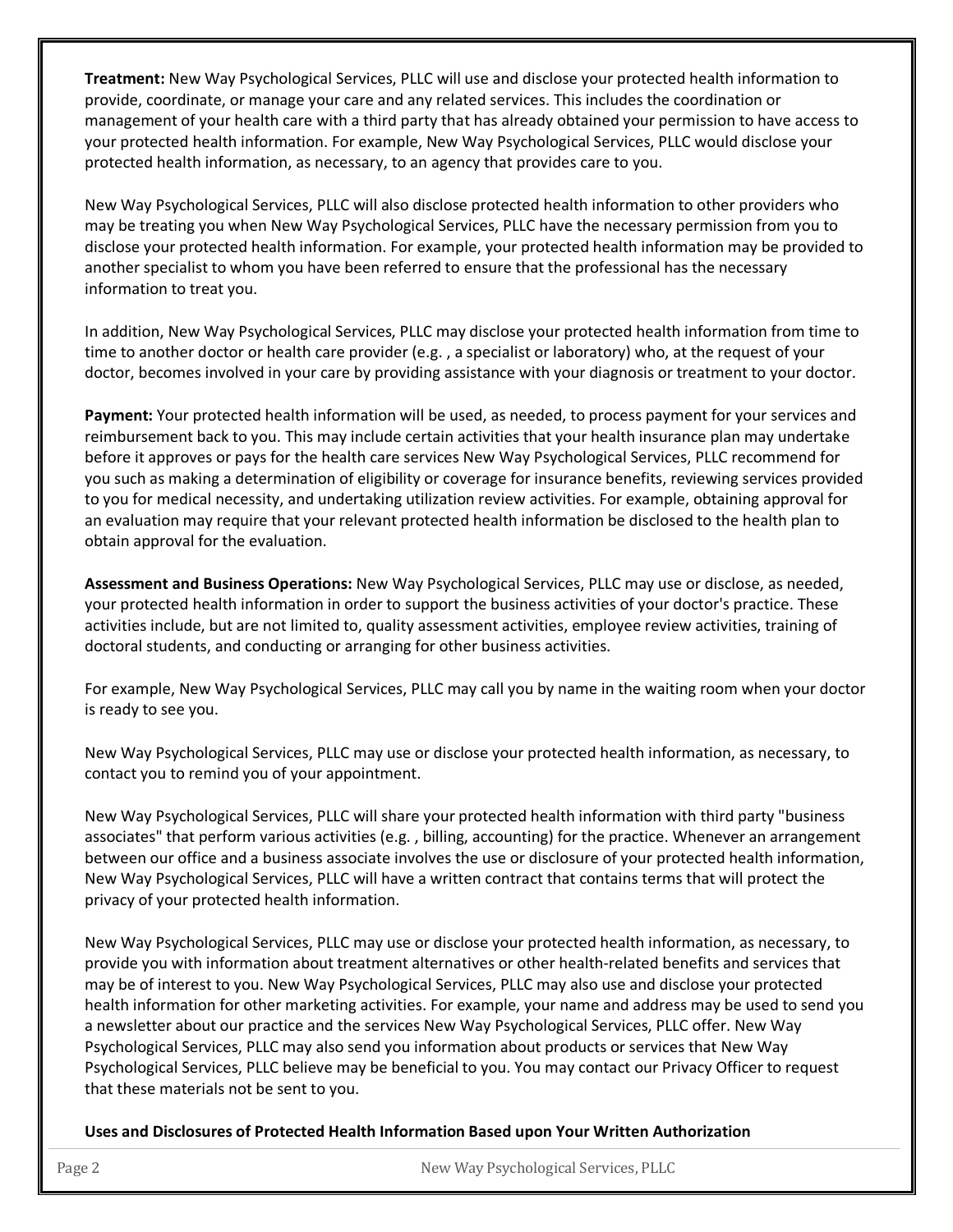**Treatment:** New Way Psychological Services, PLLC will use and disclose your protected health information to provide, coordinate, or manage your care and any related services. This includes the coordination or management of your health care with a third party that has already obtained your permission to have access to your protected health information. For example, New Way Psychological Services, PLLC would disclose your protected health information, as necessary, to an agency that provides care to you.

New Way Psychological Services, PLLC will also disclose protected health information to other providers who may be treating you when New Way Psychological Services, PLLC have the necessary permission from you to disclose your protected health information. For example, your protected health information may be provided to another specialist to whom you have been referred to ensure that the professional has the necessary information to treat you.

In addition, New Way Psychological Services, PLLC may disclose your protected health information from time to time to another doctor or health care provider (e.g. , a specialist or laboratory) who, at the request of your doctor, becomes involved in your care by providing assistance with your diagnosis or treatment to your doctor.

**Payment:** Your protected health information will be used, as needed, to process payment for your services and reimbursement back to you. This may include certain activities that your health insurance plan may undertake before it approves or pays for the health care services New Way Psychological Services, PLLC recommend for you such as making a determination of eligibility or coverage for insurance benefits, reviewing services provided to you for medical necessity, and undertaking utilization review activities. For example, obtaining approval for an evaluation may require that your relevant protected health information be disclosed to the health plan to obtain approval for the evaluation.

**Assessment and Business Operations:** New Way Psychological Services, PLLC may use or disclose, as needed, your protected health information in order to support the business activities of your doctor's practice. These activities include, but are not limited to, quality assessment activities, employee review activities, training of doctoral students, and conducting or arranging for other business activities.

For example, New Way Psychological Services, PLLC may call you by name in the waiting room when your doctor is ready to see you.

New Way Psychological Services, PLLC may use or disclose your protected health information, as necessary, to contact you to remind you of your appointment.

New Way Psychological Services, PLLC will share your protected health information with third party "business associates" that perform various activities (e.g. , billing, accounting) for the practice. Whenever an arrangement between our office and a business associate involves the use or disclosure of your protected health information, New Way Psychological Services, PLLC will have a written contract that contains terms that will protect the privacy of your protected health information.

New Way Psychological Services, PLLC may use or disclose your protected health information, as necessary, to provide you with information about treatment alternatives or other health-related benefits and services that may be of interest to you. New Way Psychological Services, PLLC may also use and disclose your protected health information for other marketing activities. For example, your name and address may be used to send you a newsletter about our practice and the services New Way Psychological Services, PLLC offer. New Way Psychological Services, PLLC may also send you information about products or services that New Way Psychological Services, PLLC believe may be beneficial to you. You may contact our Privacy Officer to request that these materials not be sent to you.

**Uses and Disclosures of Protected Health Information Based upon Your Written Authorization**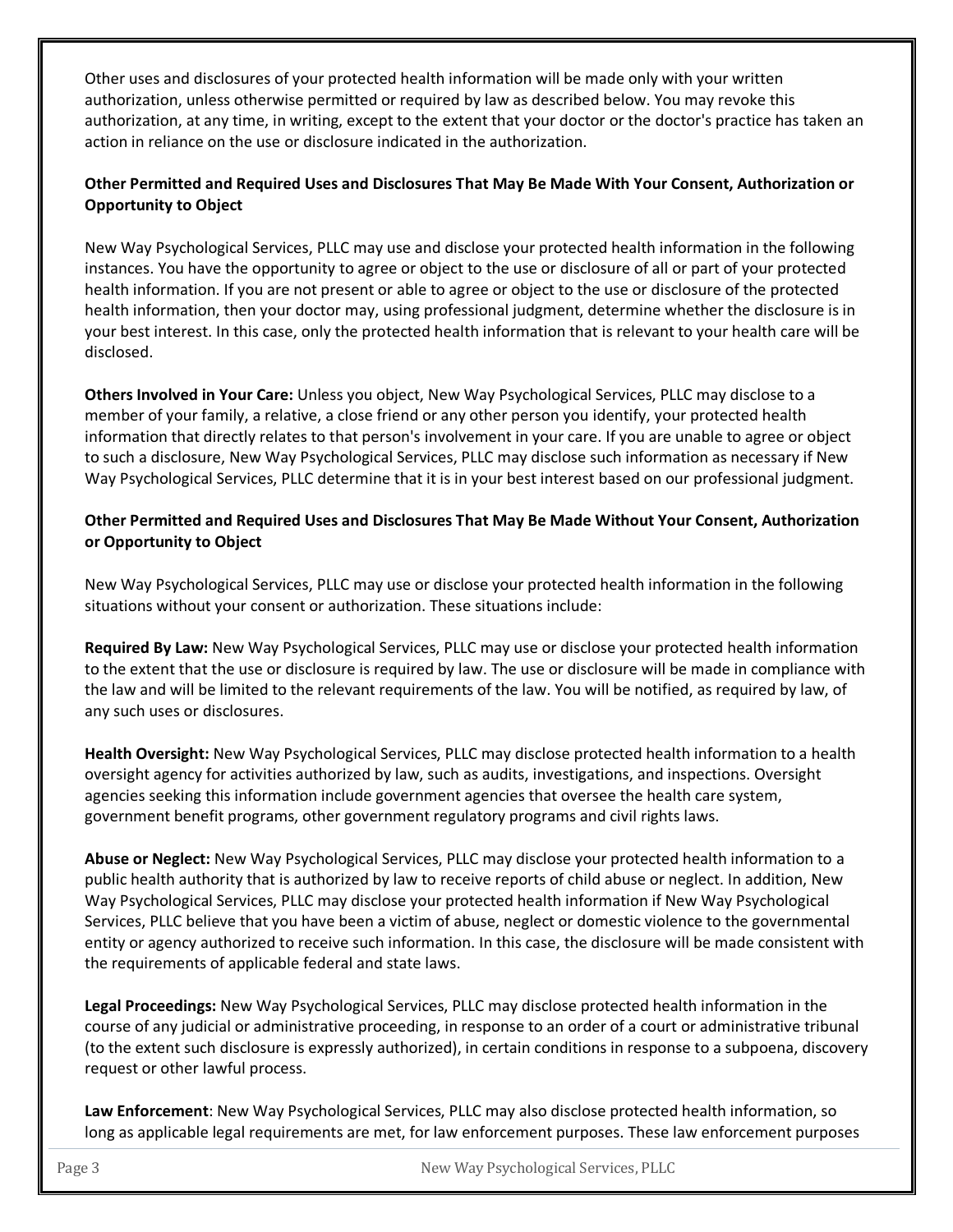Other uses and disclosures of your protected health information will be made only with your written authorization, unless otherwise permitted or required by law as described below. You may revoke this authorization, at any time, in writing, except to the extent that your doctor or the doctor's practice has taken an action in reliance on the use or disclosure indicated in the authorization.

**Other Permitted and Required Uses and Disclosures That May Be Made With Your Consent, Authorization or Opportunity to Object**

New Way Psychological Services, PLLC may use and disclose your protected health information in the following instances. You have the opportunity to agree or object to the use or disclosure of all or part of your protected health information. If you are not present or able to agree or object to the use or disclosure of the protected health information, then your doctor may, using professional judgment, determine whether the disclosure is in your best interest. In this case, only the protected health information that is relevant to your health care will be disclosed.

**Others Involved in Your Care:** Unless you object, New Way Psychological Services, PLLC may disclose to a member of your family, a relative, a close friend or any other person you identify, your protected health information that directly relates to that person's involvement in your care. If you are unable to agree or object to such a disclosure, New Way Psychological Services, PLLC may disclose such information as necessary if New Way Psychological Services, PLLC determine that it is in your best interest based on our professional judgment.

**Other Permitted and Required Uses and Disclosures That May Be Made Without Your Consent, Authorization or Opportunity to Object**

New Way Psychological Services, PLLC may use or disclose your protected health information in the following situations without your consent or authorization. These situations include:

**Required By Law:** New Way Psychological Services, PLLC may use or disclose your protected health information to the extent that the use or disclosure is required by law. The use or disclosure will be made in compliance with the law and will be limited to the relevant requirements of the law. You will be notified, as required by law, of any such uses or disclosures.

**Health Oversight:** New Way Psychological Services, PLLC may disclose protected health information to a health oversight agency for activities authorized by law, such as audits, investigations, and inspections. Oversight agencies seeking this information include government agencies that oversee the health care system, government benefit programs, other government regulatory programs and civil rights laws.

**Abuse or Neglect:** New Way Psychological Services, PLLC may disclose your protected health information to a public health authority that is authorized by law to receive reports of child abuse or neglect. In addition, New Way Psychological Services, PLLC may disclose your protected health information if New Way Psychological Services, PLLC believe that you have been a victim of abuse, neglect or domestic violence to the governmental entity or agency authorized to receive such information. In this case, the disclosure will be made consistent with the requirements of applicable federal and state laws.

**Legal Proceedings:** New Way Psychological Services, PLLC may disclose protected health information in the course of any judicial or administrative proceeding, in response to an order of a court or administrative tribunal (to the extent such disclosure is expressly authorized), in certain conditions in response to a subpoena, discovery request or other lawful process.

**Law Enforcement**: New Way Psychological Services, PLLC may also disclose protected health information, so long as applicable legal requirements are met, for law enforcement purposes. These law enforcement purposes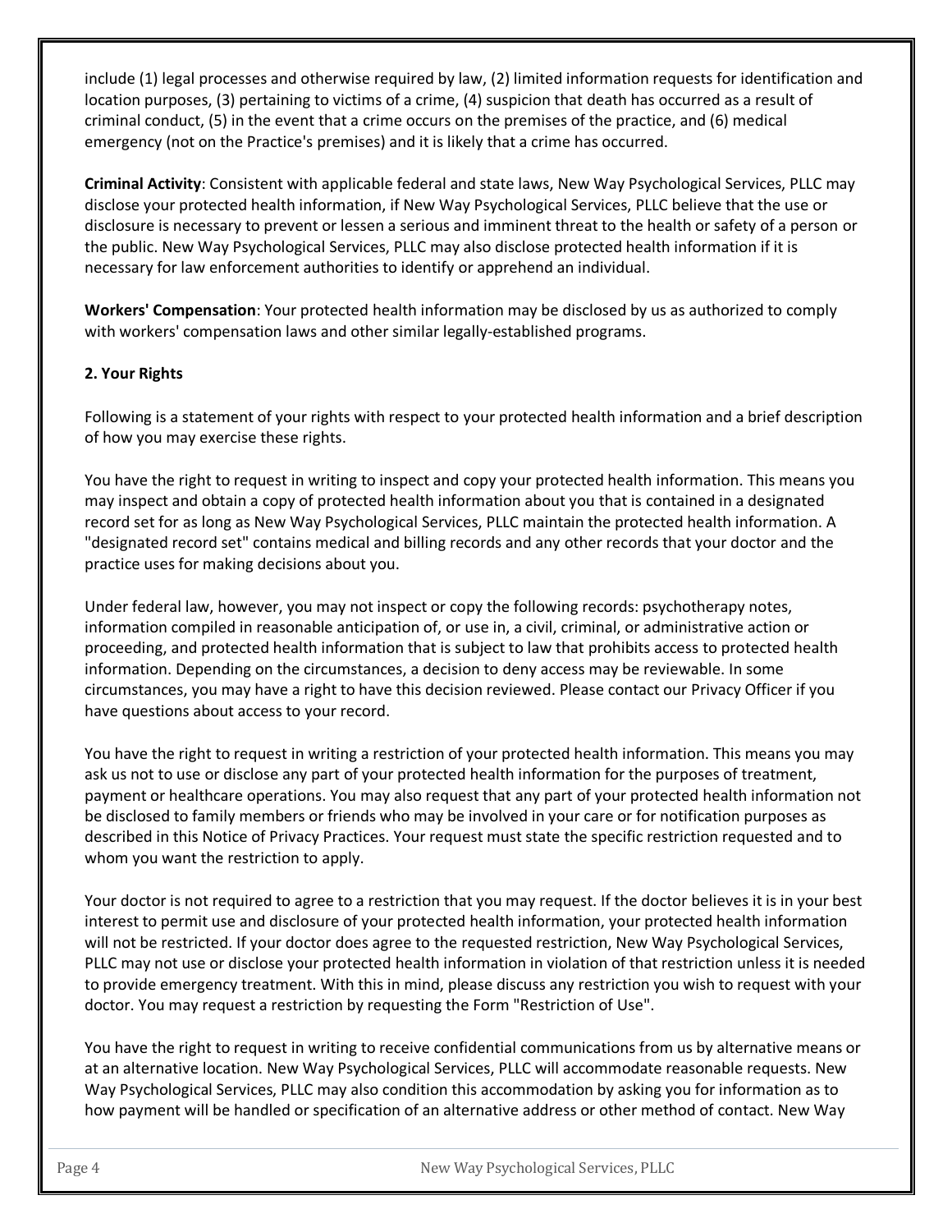include (1) legal processes and otherwise required by law, (2) limited information requests for identification and location purposes, (3) pertaining to victims of a crime, (4) suspicion that death has occurred as a result of criminal conduct, (5) in the event that a crime occurs on the premises of the practice, and (6) medical emergency (not on the Practice's premises) and it is likely that a crime has occurred.

**Criminal Activity**: Consistent with applicable federal and state laws, New Way Psychological Services, PLLC may disclose your protected health information, if New Way Psychological Services, PLLC believe that the use or disclosure is necessary to prevent or lessen a serious and imminent threat to the health or safety of a person or the public. New Way Psychological Services, PLLC may also disclose protected health information if it is necessary for law enforcement authorities to identify or apprehend an individual.

**Workers' Compensation**: Your protected health information may be disclosed by us as authorized to comply with workers' compensation laws and other similar legally-established programs.

**2. Your Rights**

Following is a statement of your rights with respect to your protected health information and a brief description of how you may exercise these rights.

You have the right to request in writing to inspect and copy your protected health information. This means you may inspect and obtain a copy of protected health information about you that is contained in a designated record set for as long as New Way Psychological Services, PLLC maintain the protected health information. A "designated record set" contains medical and billing records and any other records that your doctor and the practice uses for making decisions about you.

Under federal law, however, you may not inspect or copy the following records: psychotherapy notes, information compiled in reasonable anticipation of, or use in, a civil, criminal, or administrative action or proceeding, and protected health information that is subject to law that prohibits access to protected health information. Depending on the circumstances, a decision to deny access may be reviewable. In some circumstances, you may have a right to have this decision reviewed. Please contact our Privacy Officer if you have questions about access to your record.

You have the right to request in writing a restriction of your protected health information. This means you may ask us not to use or disclose any part of your protected health information for the purposes of treatment, payment or healthcare operations. You may also request that any part of your protected health information not be disclosed to family members or friends who may be involved in your care or for notification purposes as described in this Notice of Privacy Practices. Your request must state the specific restriction requested and to whom you want the restriction to apply.

Your doctor is not required to agree to a restriction that you may request. If the doctor believes it is in your best interest to permit use and disclosure of your protected health information, your protected health information will not be restricted. If your doctor does agree to the requested restriction, New Way Psychological Services, PLLC may not use or disclose your protected health information in violation of that restriction unless it is needed to provide emergency treatment. With this in mind, please discuss any restriction you wish to request with your doctor. You may request a restriction by requesting the Form "Restriction of Use".

You have the right to request in writing to receive confidential communications from us by alternative means or at an alternative location. New Way Psychological Services, PLLC will accommodate reasonable requests. New Way Psychological Services, PLLC may also condition this accommodation by asking you for information as to how payment will be handled or specification of an alternative address or other method of contact. New Way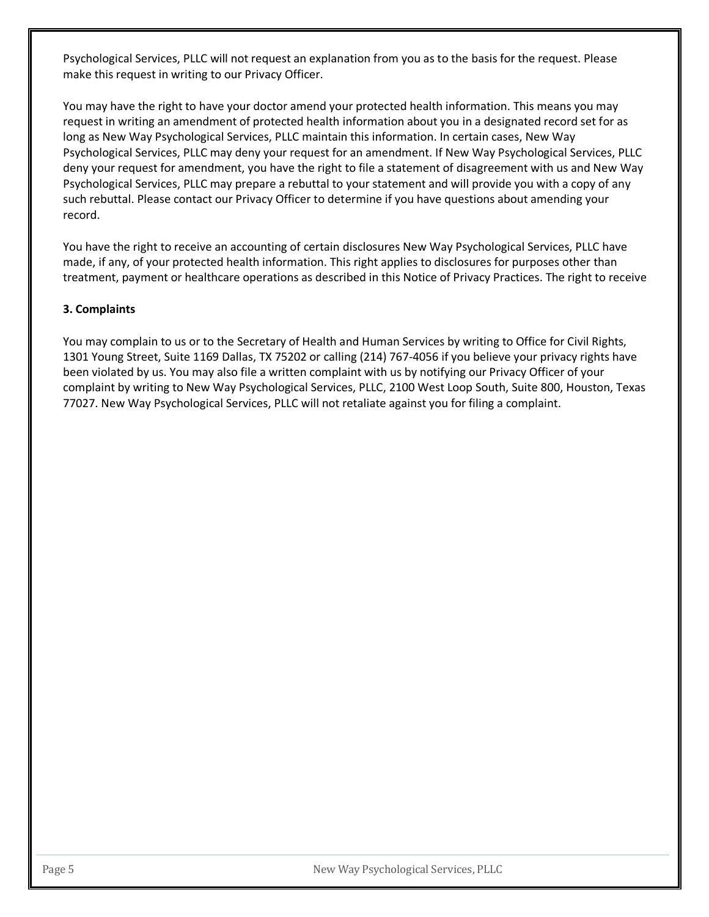Psychological Services, PLLC will not request an explanation from you as to the basis for the request. Please make this request in writing to our Privacy Officer.

You may have the right to have your doctor amend your protected health information. This means you may request in writing an amendment of protected health information about you in a designated record set for as long as New Way Psychological Services, PLLC maintain this information. In certain cases, New Way Psychological Services, PLLC may deny your request for an amendment. If New Way Psychological Services, PLLC deny your request for amendment, you have the right to file a statement of disagreement with us and New Way Psychological Services, PLLC may prepare a rebuttal to your statement and will provide you with a copy of any such rebuttal. Please contact our Privacy Officer to determine if you have questions about amending your record.

You have the right to receive an accounting of certain disclosures New Way Psychological Services, PLLC have made, if any, of your protected health information. This right applies to disclosures for purposes other than treatment, payment or healthcare operations as described in this Notice of Privacy Practices. The right to receive

**3. Complaints**

You may complain to us or to the Secretary of Health and Human Services by writing to Office for Civil Rights, 1301 Young Street, Suite 1169 Dallas, TX 75202 or calling (214) 767-4056 if you believe your privacy rights have been violated by us. You may also file a written complaint with us by notifying our Privacy Officer of your complaint by writing to New Way Psychological Services, PLLC, 2100 West Loop South, Suite 800, Houston, Texas 77027. New Way Psychological Services, PLLC will not retaliate against you for filing a complaint.